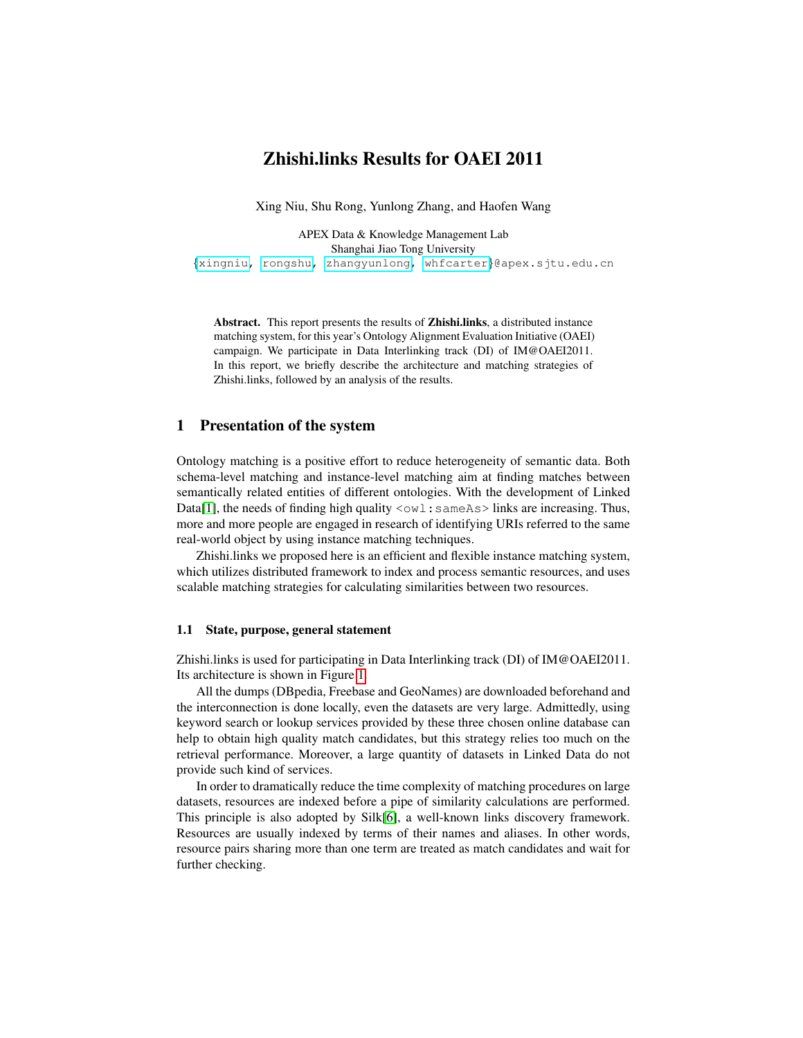# Zhishi.links Results for OAEI 2011

Xing Niu, Shu Rong, Yunlong Zhang, and Haofen Wang

APEX Data & Knowledge Management Lab
Shanghai Jiao Tong University
{xingniu, rongshu, zhangyunlong, whfcarter}@apex.sjtu.edu.cn

**Abstract.** This report presents the results of **Zhishi.links**, a distributed instance matching system, for this year's Ontology Alignment Evaluation Initiative (OAEI) campaign. We participate in Data Interlinking track (DI) of IM@OAEI2011. In this report, we briefly describe the architecture and matching strategies of Zhishi.links, followed by an analysis of the results.

## 1 Presentation of the system

Ontology matching is a positive effort to reduce heterogeneity of semantic data. Both schema-level matching and instance-level matching aim at finding matches between semantically related entities of different ontologies. With the development of Linked Data[1], the needs of finding high quality `<owl:sameAs>` links are increasing. Thus, more and more people are engaged in research of identifying URIs referred to the same real-world object by using instance matching techniques.

Zhishi.links we proposed here is an efficient and flexible instance matching system, which utilizes distributed framework to index and process semantic resources, and uses scalable matching strategies for calculating similarities between two resources.

### 1.1 State, purpose, general statement

Zhishi.links is used for participating in Data Interlinking track (DI) of IM@OAEI2011. Its architecture is shown in Figure 1.

All the dumps (DBpedia, Freebase and GeoNames) are downloaded beforehand and the interconnection is done locally, even the datasets are very large. Admittedly, using keyword search or lookup services provided by these three chosen online database can help to obtain high quality match candidates, but this strategy relies too much on the retrieval performance. Moreover, a large quantity of datasets in Linked Data do not provide such kind of services.

In order to dramatically reduce the time complexity of matching procedures on large datasets, resources are indexed before a pipe of similarity calculations are performed. This principle is also adopted by Silk[6], a well-known links discovery framework. Resources are usually indexed by terms of their names and aliases. In other words, resource pairs sharing more than one term are treated as match candidates and wait for further checking.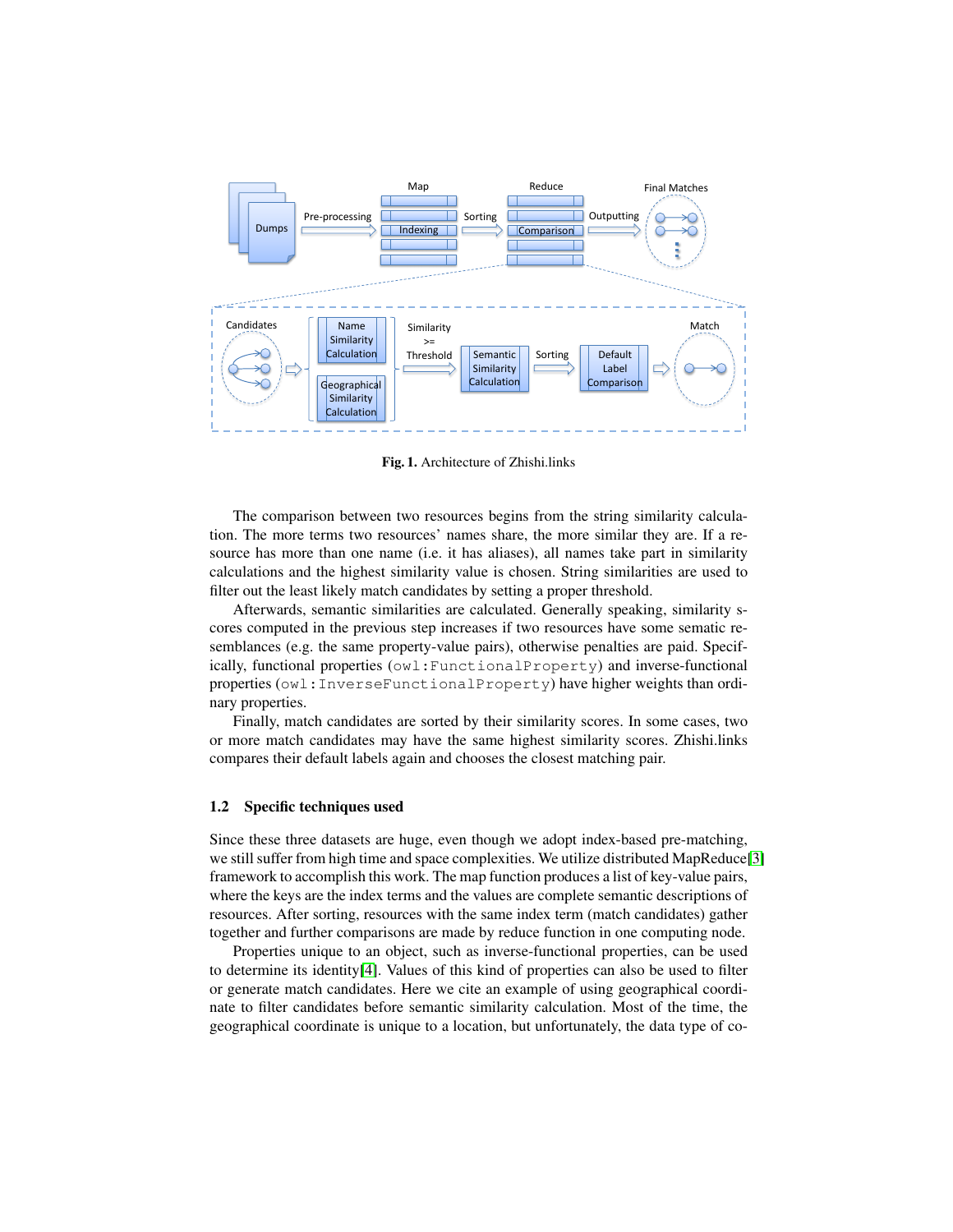**Fig. 1.** Architecture of Zhishi.links

The comparison between two resources begins from the string similarity calculation. The more terms two resources' names share, the more similar they are. If a resource has more than one name (i.e. it has aliases), all names take part in similarity calculations and the highest similarity value is chosen. String similarities are used to filter out the least likely match candidates by setting a proper threshold.

Afterwards, semantic similarities are calculated. Generally speaking, similarity scores computed in the previous step increases if two resources have some sematic resemblances (e.g. the same property-value pairs), otherwise penalties are paid. Specifically, functional properties (`owl:FunctionalProperty`) and inverse-functional properties (`owl:InverseFunctionalProperty`) have higher weights than ordinary properties.

Finally, match candidates are sorted by their similarity scores. In some cases, two or more match candidates may have the same highest similarity scores. Zhishi.links compares their default labels again and chooses the closest matching pair.

### 1.2 Specific techniques used

Since these three datasets are huge, even though we adopt index-based pre-matching, we still suffer from high time and space complexities. We utilize distributed MapReduce[3] framework to accomplish this work. The map function produces a list of key-value pairs, where the keys are the index terms and the values are complete semantic descriptions of resources. After sorting, resources with the same index term (match candidates) gather together and further comparisons are made by reduce function in one computing node.

Properties unique to an object, such as inverse-functional properties, can be used to determine its identity[4]. Values of this kind of properties can also be used to filter or generate match candidates. Here we cite an example of using geographical coordinate to filter candidates before semantic similarity calculation. Most of the time, the geographical coordinate is unique to a location, but unfortunately, the data type of co-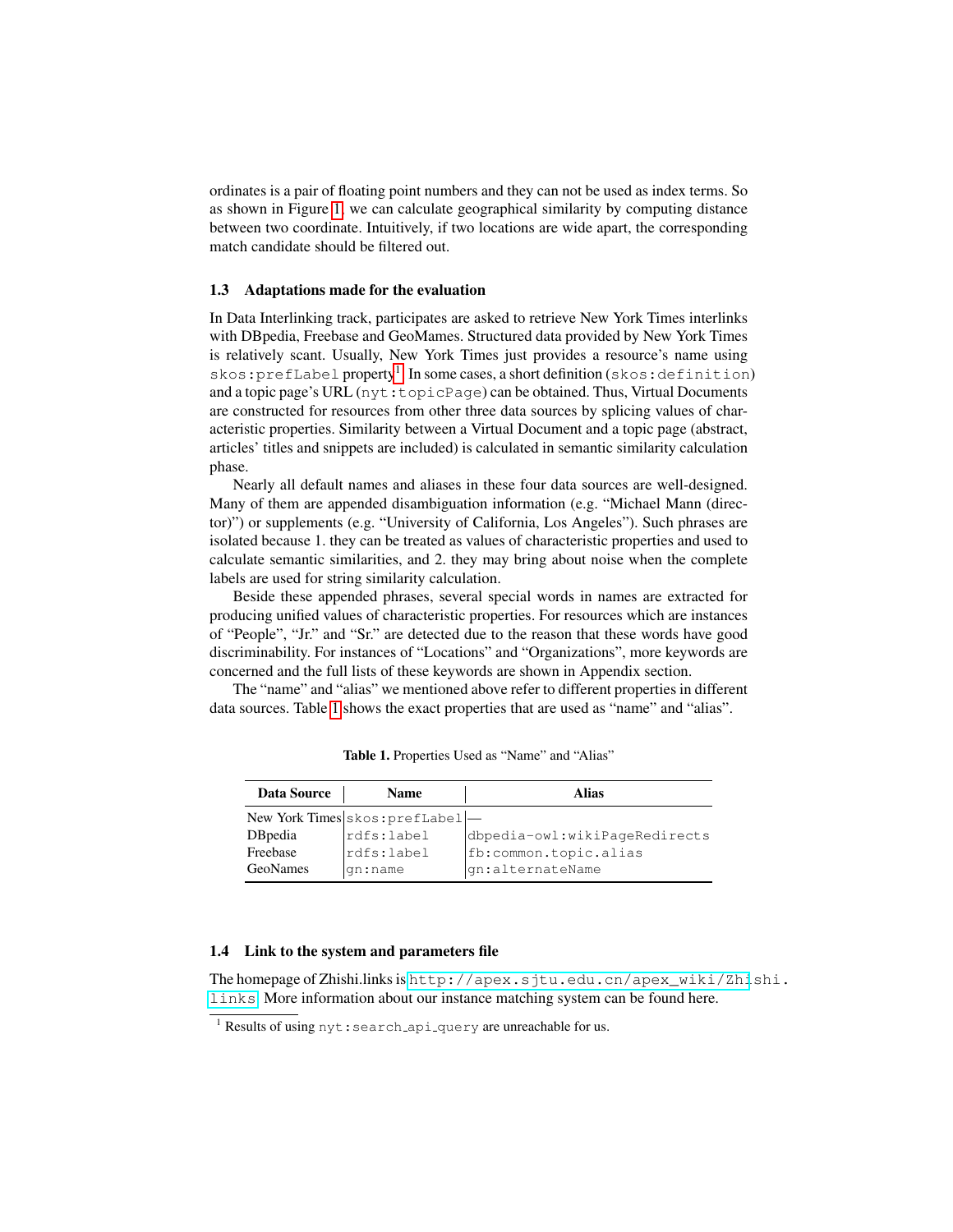ordinates is a pair of floating point numbers and they can not be used as index terms. So as shown in Figure 1, we can calculate geographical similarity by computing distance between two coordinate. Intuitively, if two locations are wide apart, the corresponding match candidate should be filtered out.

### 1.3 Adaptations made for the evaluation

In Data Interlinking track, participates are asked to retrieve New York Times interlinks with DBpedia, Freebase and GeoMames. Structured data provided by New York Times is relatively scant. Usually, New York Times just provides a resource's name using `skos:prefLabel` property[1]. In some cases, a short definition (`skos:definition`) and a topic page's URL (`nyt:topicPage`) can be obtained. Thus, Virtual Documents are constructed for resources from other three data sources by splicing values of characteristic properties. Similarity between a Virtual Document and a topic page (abstract, articles' titles and snippets are included) is calculated in semantic similarity calculation phase.

Nearly all default names and aliases in these four data sources are well-designed. Many of them are appended disambiguation information (e.g. "Michael Mann (director)") or supplements (e.g. "University of California, Los Angeles"). Such phrases are isolated because 1. they can be treated as values of characteristic properties and used to calculate semantic similarities, and 2. they may bring about noise when the complete labels are used for string similarity calculation.

Beside these appended phrases, several special words in names are extracted for producing unified values of characteristic properties. For resources which are instances of "People", "Jr." and "Sr." are detected due to the reason that these words have good discriminability. For instances of "Locations" and "Organizations", more keywords are concerned and the full lists of these keywords are shown in Appendix section.

The "name" and "alias" we mentioned above refer to different properties in different data sources. Table 1 shows the exact properties that are used as "name" and "alias".

**Table 1.** Properties Used as "Name" and "Alias"

| Data Source | Name | Alias |
|---|---|---|
| New York Times | `skos:prefLabel` | — |
| DBpedia | `rdfs:label` | `dbpedia-owl:wikiPageRedirects` |
| Freebase | `rdfs:label` | `fb:common.topic.alias` |
| GeoNames | `gn:name` | `gn:alternateName` |

### 1.4 Link to the system and parameters file

The homepage of Zhishi.links is http://apex.sjtu.edu.cn/apex_wiki/Zhishi.links. More information about our instance matching system can be found here.

[1] Results of using `nyt:search_api_query` are unreachable for us.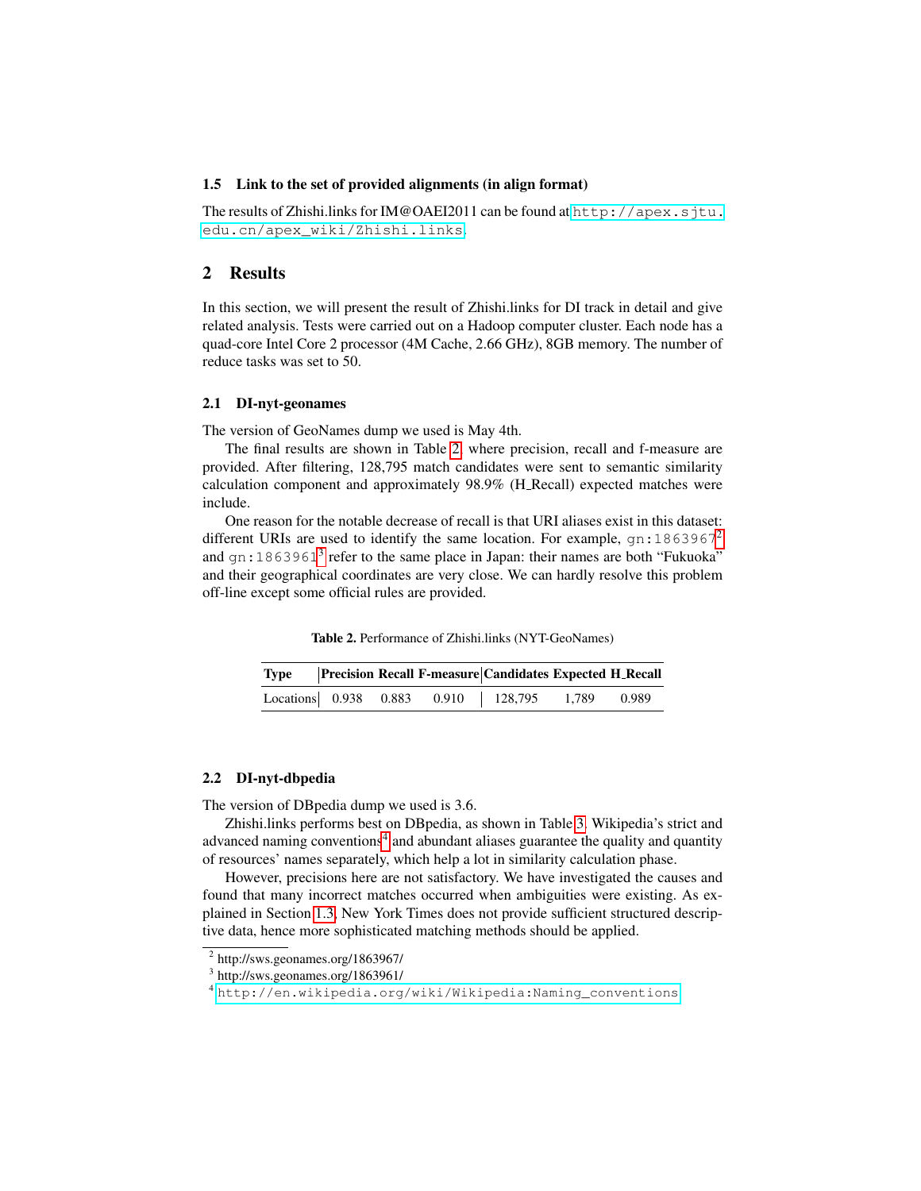### 1.5 Link to the set of provided alignments (in align format)

The results of Zhishi.links for IM@OAEI2011 can be found at http://apex.sjtu.edu.cn/apex_wiki/Zhishi.links.

## 2 Results

In this section, we will present the result of Zhishi.links for DI track in detail and give related analysis. Tests were carried out on a Hadoop computer cluster. Each node has a quad-core Intel Core 2 processor (4M Cache, 2.66 GHz), 8GB memory. The number of reduce tasks was set to 50.

### 2.1 DI-nyt-geonames

The version of GeoNames dump we used is May 4th.

The final results are shown in Table 2, where precision, recall and f-measure are provided. After filtering, 128,795 match candidates were sent to semantic similarity calculation component and approximately 98.9% (H_Recall) expected matches were include.

One reason for the notable decrease of recall is that URI aliases exist in this dataset: different URIs are used to identify the same location. For example, `gn:1863967`[2] and `gn:1863961`[3] refer to the same place in Japan: their names are both "Fukuoka" and their geographical coordinates are very close. We can hardly resolve this problem off-line except some official rules are provided.

**Table 2.** Performance of Zhishi.links (NYT-GeoNames)

| Type | Precision | Recall | F-measure | Candidates | Expected | H_Recall |
|---|---|---|---|---|---|---|
| Locations | 0.938 | 0.883 | 0.910 | 128,795 | 1,789 | 0.989 |

### 2.2 DI-nyt-dbpedia

The version of DBpedia dump we used is 3.6.

Zhishi.links performs best on DBpedia, as shown in Table 3. Wikipedia's strict and advanced naming conventions[4] and abundant aliases guarantee the quality and quantity of resources' names separately, which help a lot in similarity calculation phase.

However, precisions here are not satisfactory. We have investigated the causes and found that many incorrect matches occurred when ambiguities were existing. As explained in Section 1.3, New York Times does not provide sufficient structured descriptive data, hence more sophisticated matching methods should be applied.

---

[2] http://sws.geonames.org/1863967/

[3] http://sws.geonames.org/1863961/

[4] http://en.wikipedia.org/wiki/Wikipedia:Naming_conventions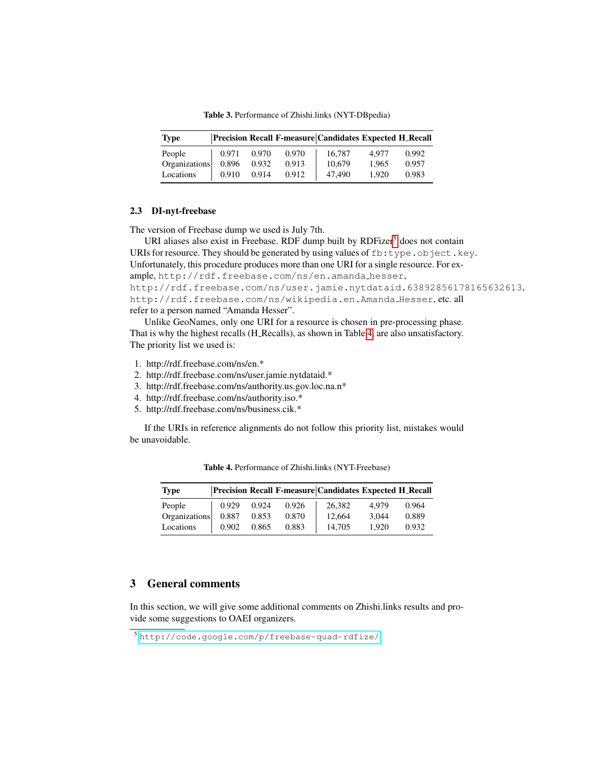**Table 3.** Performance of Zhishi.links (NYT-DBpedia)

| Type | Precision | Recall | F-measure | Candidates | Expected | H_Recall |
|---|---|---|---|---|---|---|
| People | 0.971 | 0.970 | 0.970 | 16,787 | 4,977 | 0.992 |
| Organizations | 0.896 | 0.932 | 0.913 | 10,679 | 1,965 | 0.957 |
| Locations | 0.910 | 0.914 | 0.912 | 47,490 | 1,920 | 0.983 |

### 2.3 DI-nyt-freebase

The version of Freebase dump we used is July 7th.

URI aliases also exist in Freebase. RDF dump built by RDFizer[5] does not contain URIs for resource. They should be generated by using values of `fb:type.object.key`. Unfortunately, this procedure produces more than one URI for a single resource. For example, `http://rdf.freebase.com/ns/en.amanda_hesser`, `http://rdf.freebase.com/ns/user.jamie.nytdataid.63892856178165632613`, `http://rdf.freebase.com/ns/wikipedia.en.Amanda_Hesser`, etc. all refer to a person named "Amanda Hesser".

Unlike GeoNames, only one URI for a resource is chosen in pre-processing phase. That is why the highest recalls (H_Recalls), as shown in Table 4, are also unsatisfactory. The priority list we used is:

1. http://rdf.freebase.com/ns/en.*
2. http://rdf.freebase.com/ns/user.jamie.nytdataid.*
3. http://rdf.freebase.com/ns/authority.us.gov.loc.na.n*
4. http://rdf.freebase.com/ns/authority.iso.*
5. http://rdf.freebase.com/ns/business.cik.*

If the URIs in reference alignments do not follow this priority list, mistakes would be unavoidable.

**Table 4.** Performance of Zhishi.links (NYT-Freebase)

| Type | Precision | Recall | F-measure | Candidates | Expected | H_Recall |
|---|---|---|---|---|---|---|
| People | 0.929 | 0.924 | 0.926 | 26,382 | 4,979 | 0.964 |
| Organizations | 0.887 | 0.853 | 0.870 | 12,664 | 3,044 | 0.889 |
| Locations | 0.902 | 0.865 | 0.883 | 14,705 | 1,920 | 0.932 |

## 3 General comments

In this section, we will give some additional comments on Zhishi.links results and provide some suggestions to OAEI organizers.

[5] http://code.google.com/p/freebase-quad-rdfize/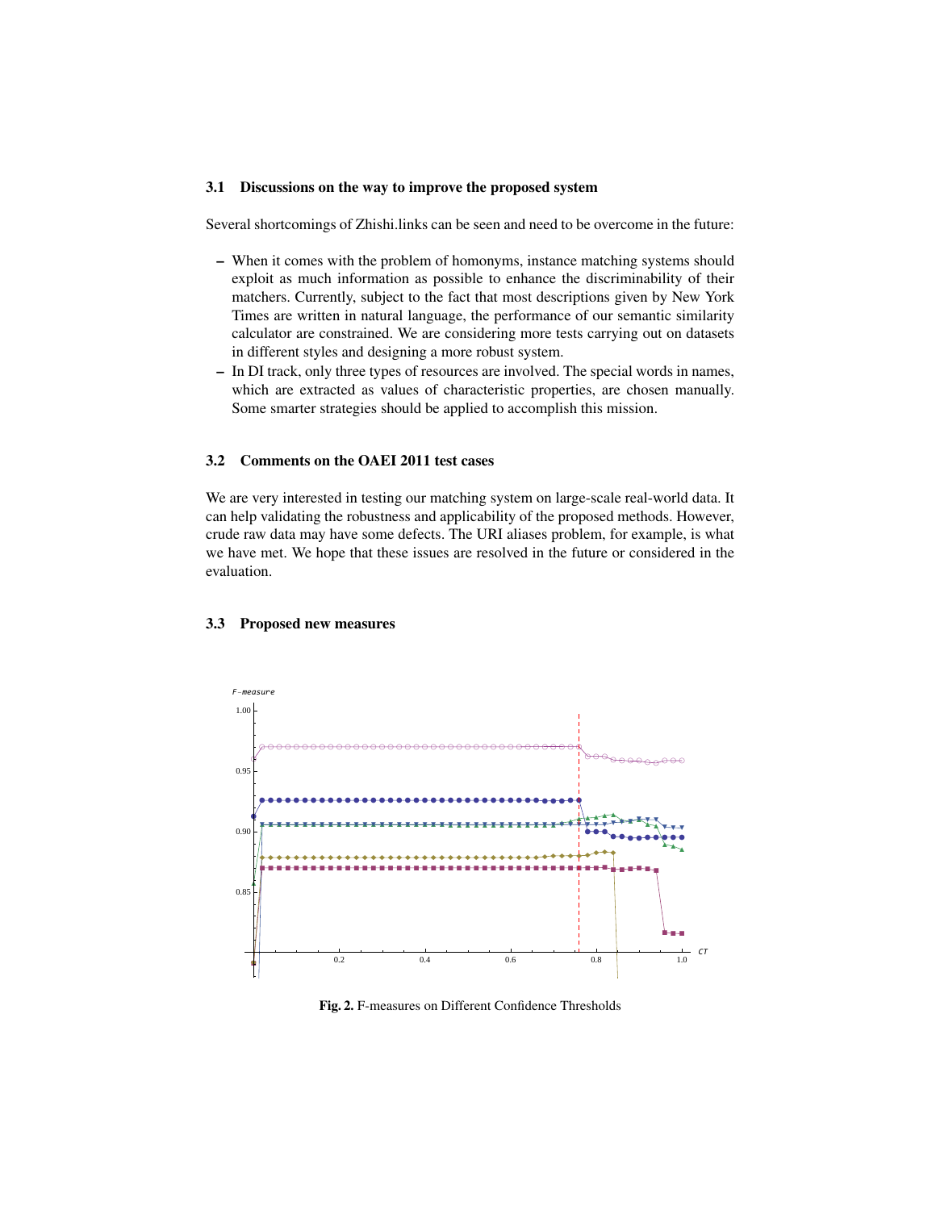### 3.1 Discussions on the way to improve the proposed system

Several shortcomings of Zhishi.links can be seen and need to be overcome in the future:

- When it comes with the problem of homonyms, instance matching systems should exploit as much information as possible to enhance the discriminability of their matchers. Currently, subject to the fact that most descriptions given by New York Times are written in natural language, the performance of our semantic similarity calculator are constrained. We are considering more tests carrying out on datasets in different styles and designing a more robust system.
- In DI track, only three types of resources are involved. The special words in names, which are extracted as values of characteristic properties, are chosen manually. Some smarter strategies should be applied to accomplish this mission.

### 3.2 Comments on the OAEI 2011 test cases

We are very interested in testing our matching system on large-scale real-world data. It can help validating the robustness and applicability of the proposed methods. However, crude raw data may have some defects. The URI aliases problem, for example, is what we have met. We hope that these issues are resolved in the future or considered in the evaluation.

### 3.3 Proposed new measures

**Fig. 2.** F-measures on Different Confidence Thresholds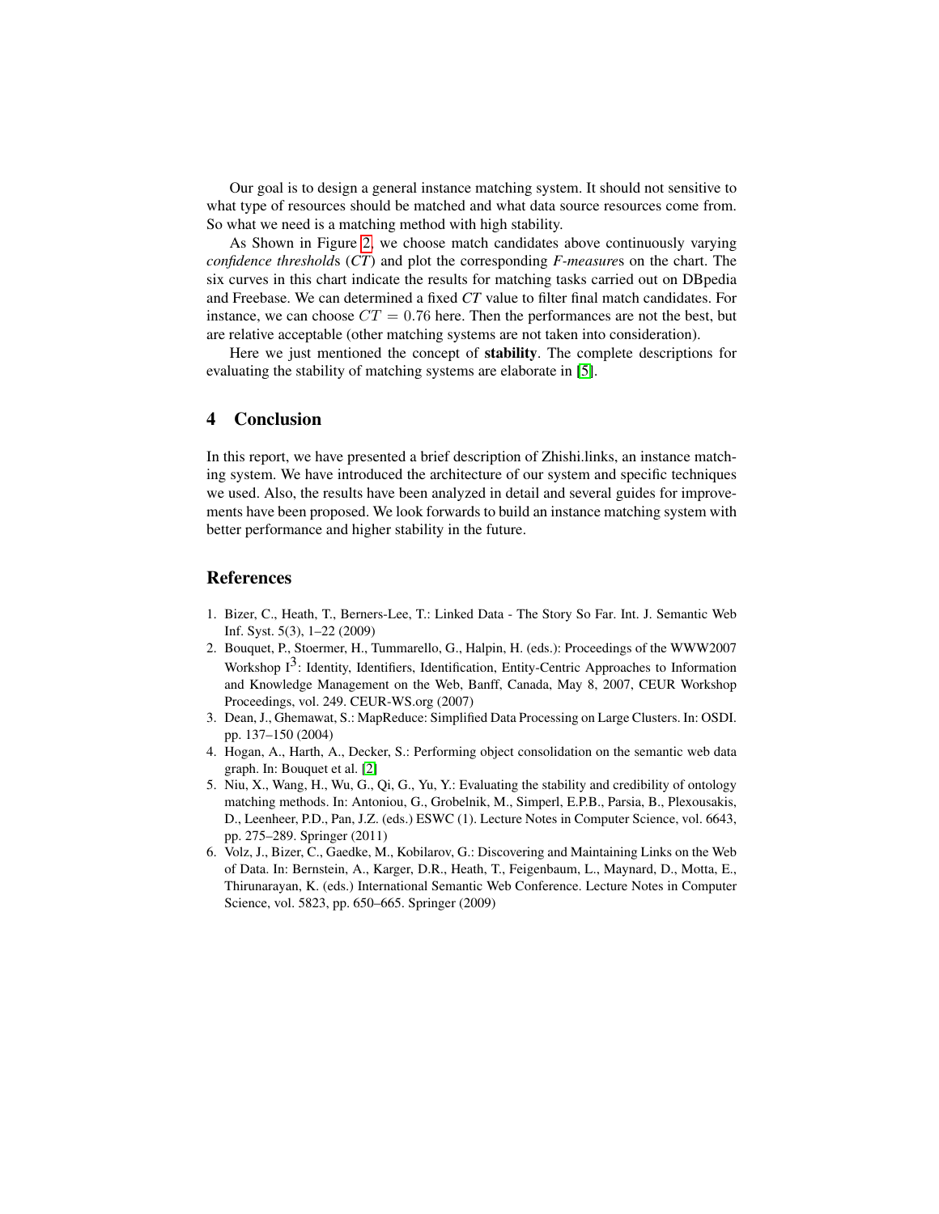Our goal is to design a general instance matching system. It should not sensitive to what type of resources should be matched and what data source resources come from. So what we need is a matching method with high stability.

As Shown in Figure 2, we choose match candidates above continuously varying *confidence threshold*s (*CT*) and plot the corresponding *F-measure*s on the chart. The six curves in this chart indicate the results for matching tasks carried out on DBpedia and Freebase. We can determined a fixed *CT* value to filter final match candidates. For instance, we can choose $CT = 0.76$ here. Then the performances are not the best, but are relative acceptable (other matching systems are not taken into consideration).

Here we just mentioned the concept of **stability**. The complete descriptions for evaluating the stability of matching systems are elaborate in [5].

## 4 Conclusion

In this report, we have presented a brief description of Zhishi.links, an instance matching system. We have introduced the architecture of our system and specific techniques we used. Also, the results have been analyzed in detail and several guides for improvements have been proposed. We look forwards to build an instance matching system with better performance and higher stability in the future.

## References

1. Bizer, C., Heath, T., Berners-Lee, T.: Linked Data - The Story So Far. Int. J. Semantic Web Inf. Syst. 5(3), 1–22 (2009)
2. Bouquet, P., Stoermer, H., Tummarello, G., Halpin, H. (eds.): Proceedings of the WWW2007 Workshop I$^3$: Identity, Identifiers, Identification, Entity-Centric Approaches to Information and Knowledge Management on the Web, Banff, Canada, May 8, 2007, CEUR Workshop Proceedings, vol. 249. CEUR-WS.org (2007)
3. Dean, J., Ghemawat, S.: MapReduce: Simplified Data Processing on Large Clusters. In: OSDI. pp. 137–150 (2004)
4. Hogan, A., Harth, A., Decker, S.: Performing object consolidation on the semantic web data graph. In: Bouquet et al. [2]
5. Niu, X., Wang, H., Wu, G., Qi, G., Yu, Y.: Evaluating the stability and credibility of ontology matching methods. In: Antoniou, G., Grobelnik, M., Simperl, E.P.B., Parsia, B., Plexousakis, D., Leenheer, P.D., Pan, J.Z. (eds.) ESWC (1). Lecture Notes in Computer Science, vol. 6643, pp. 275–289. Springer (2011)
6. Volz, J., Bizer, C., Gaedke, M., Kobilarov, G.: Discovering and Maintaining Links on the Web of Data. In: Bernstein, A., Karger, D.R., Heath, T., Feigenbaum, L., Maynard, D., Motta, E., Thirunarayan, K. (eds.) International Semantic Web Conference. Lecture Notes in Computer Science, vol. 5823, pp. 650–665. Springer (2009)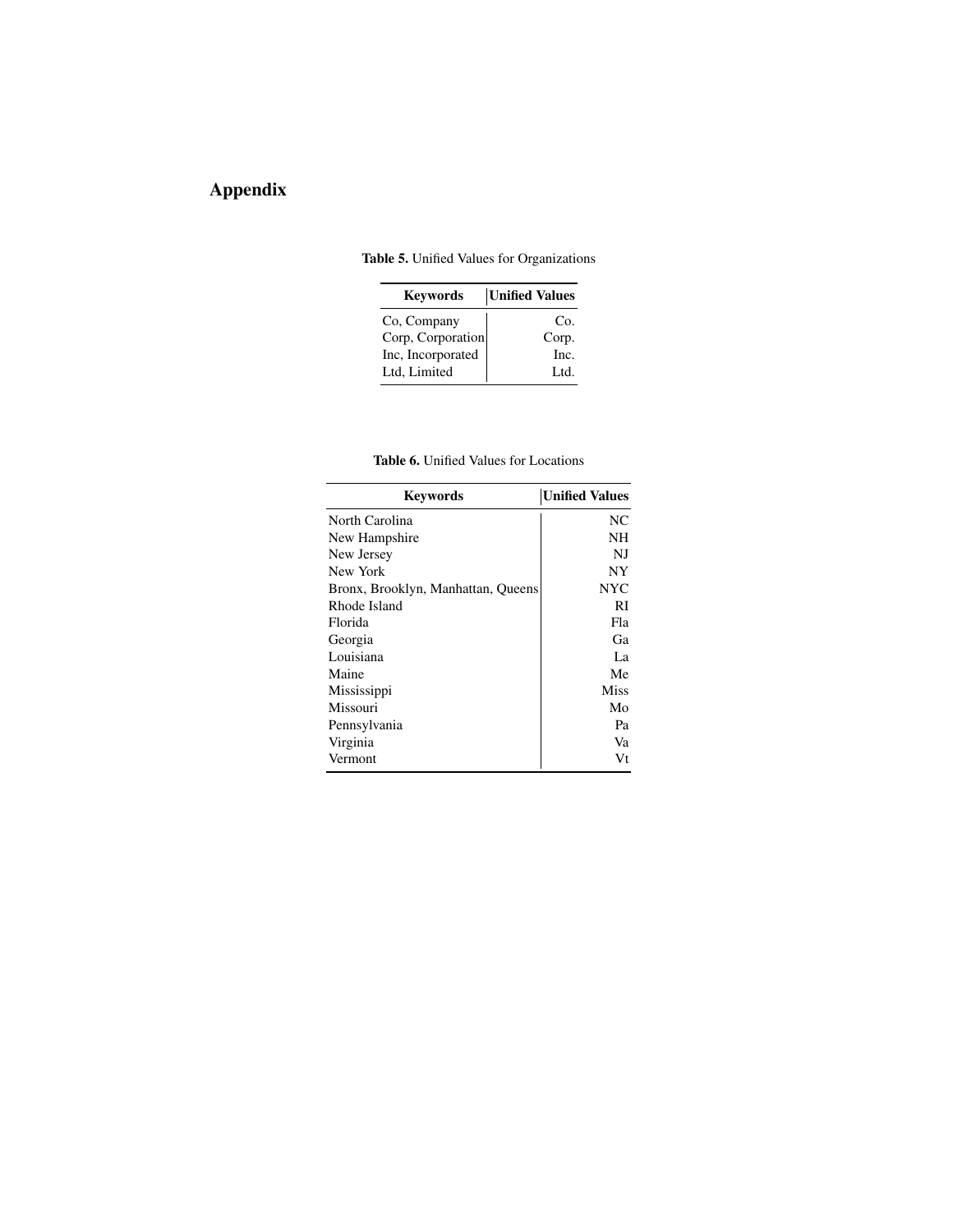# Appendix

**Table 5.** Unified Values for Organizations

| Keywords | Unified Values |
|---|---|
| Co, Company | Co. |
| Corp, Corporation | Corp. |
| Inc, Incorporated | Inc. |
| Ltd, Limited | Ltd. |

**Table 6.** Unified Values for Locations

| Keywords | Unified Values |
|---|---|
| North Carolina | NC |
| New Hampshire | NH |
| New Jersey | NJ |
| New York | NY |
| Bronx, Brooklyn, Manhattan, Queens | NYC |
| Rhode Island | RI |
| Florida | Fla |
| Georgia | Ga |
| Louisiana | La |
| Maine | Me |
| Mississippi | Miss |
| Missouri | Mo |
| Pennsylvania | Pa |
| Virginia | Va |
| Vermont | Vt |